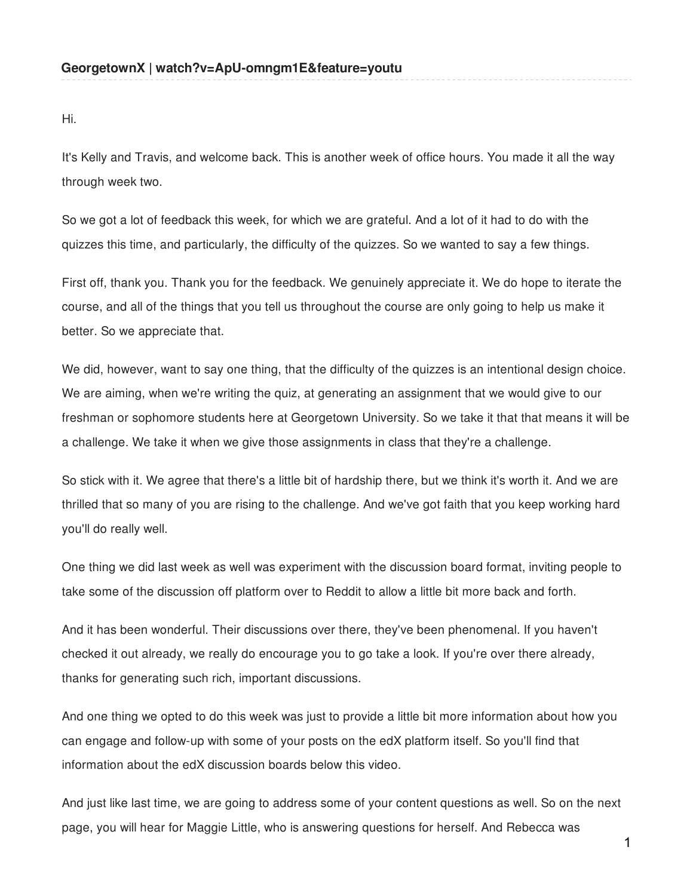**GeorgetownX | watch?v=ApU-omngm1E&feature=youtu**

Hi.

It's Kelly and Travis, and welcome back. This is another week of office hours. You made it all the way through week two.

So we got a lot of feedback this week, for which we are grateful. And a lot of it had to do with the quizzes this time, and particularly, the difficulty of the quizzes. So we wanted to say a few things.

First off, thank you. Thank you for the feedback. We genuinely appreciate it. We do hope to iterate the course, and all of the things that you tell us throughout the course are only going to help us make it better. So we appreciate that.

We did, however, want to say one thing, that the difficulty of the quizzes is an intentional design choice. We are aiming, when we're writing the quiz, at generating an assignment that we would give to our freshman or sophomore students here at Georgetown University. So we take it that that means it will be a challenge. We take it when we give those assignments in class that they're a challenge.

So stick with it. We agree that there's a little bit of hardship there, but we think it's worth it. And we are thrilled that so many of you are rising to the challenge. And we've got faith that you keep working hard you'll do really well.

One thing we did last week as well was experiment with the discussion board format, inviting people to take some of the discussion off platform over to Reddit to allow a little bit more back and forth.

And it has been wonderful. Their discussions over there, they've been phenomenal. If you haven't checked it out already, we really do encourage you to go take a look. If you're over there already, thanks for generating such rich, important discussions.

And one thing we opted to do this week was just to provide a little bit more information about how you can engage and follow-up with some of your posts on the edX platform itself. So you'll find that information about the edX discussion boards below this video.

And just like last time, we are going to address some of your content questions as well. So on the next page, you will hear for Maggie Little, who is answering questions for herself. And Rebecca was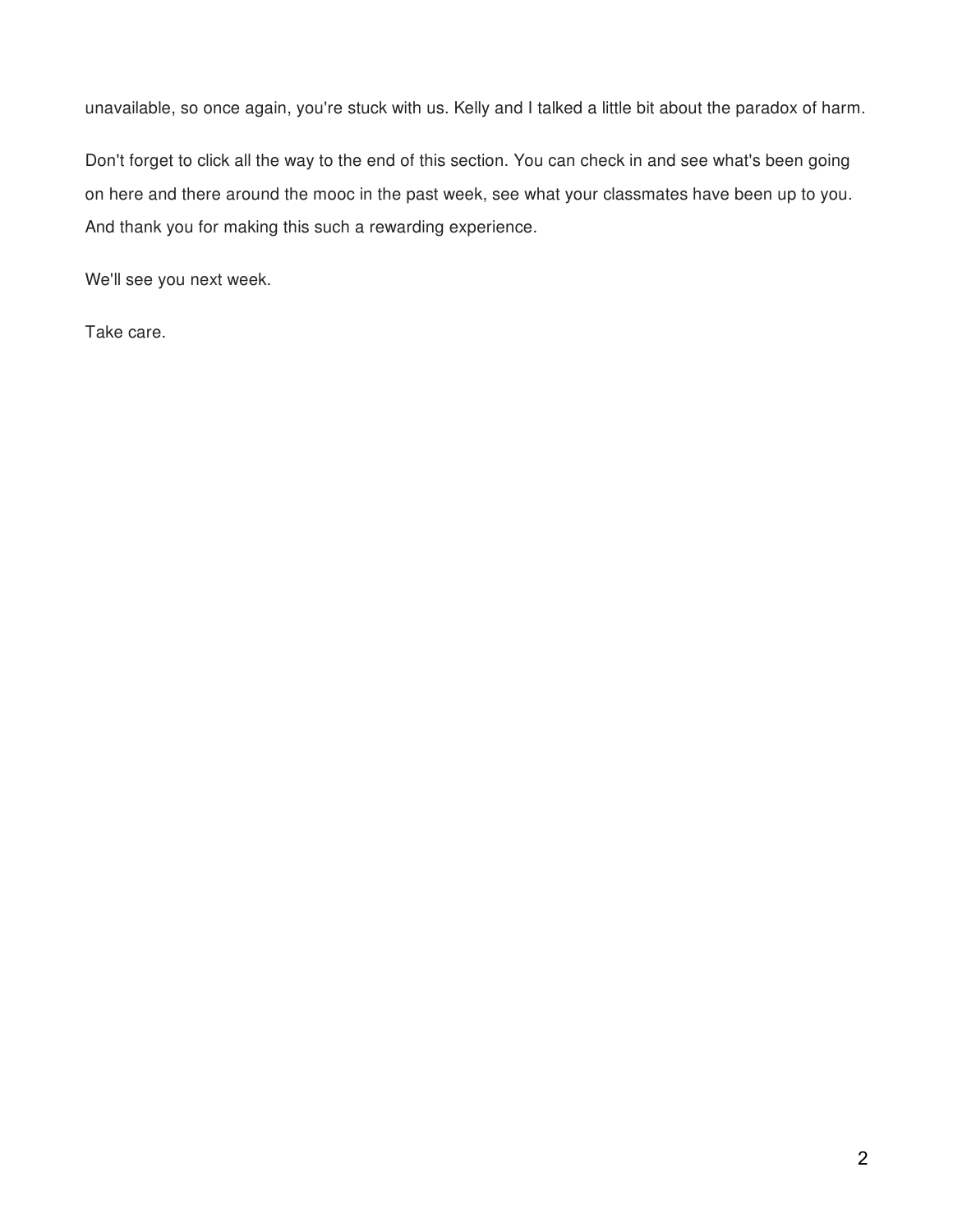unavailable, so once again, you're stuck with us. Kelly and I talked a little bit about the paradox of harm.

Don't forget to click all the way to the end of this section. You can check in and see what's been going on here and there around the mooc in the past week, see what your classmates have been up to you. And thank you for making this such a rewarding experience.

We'll see you next week.

Take care.